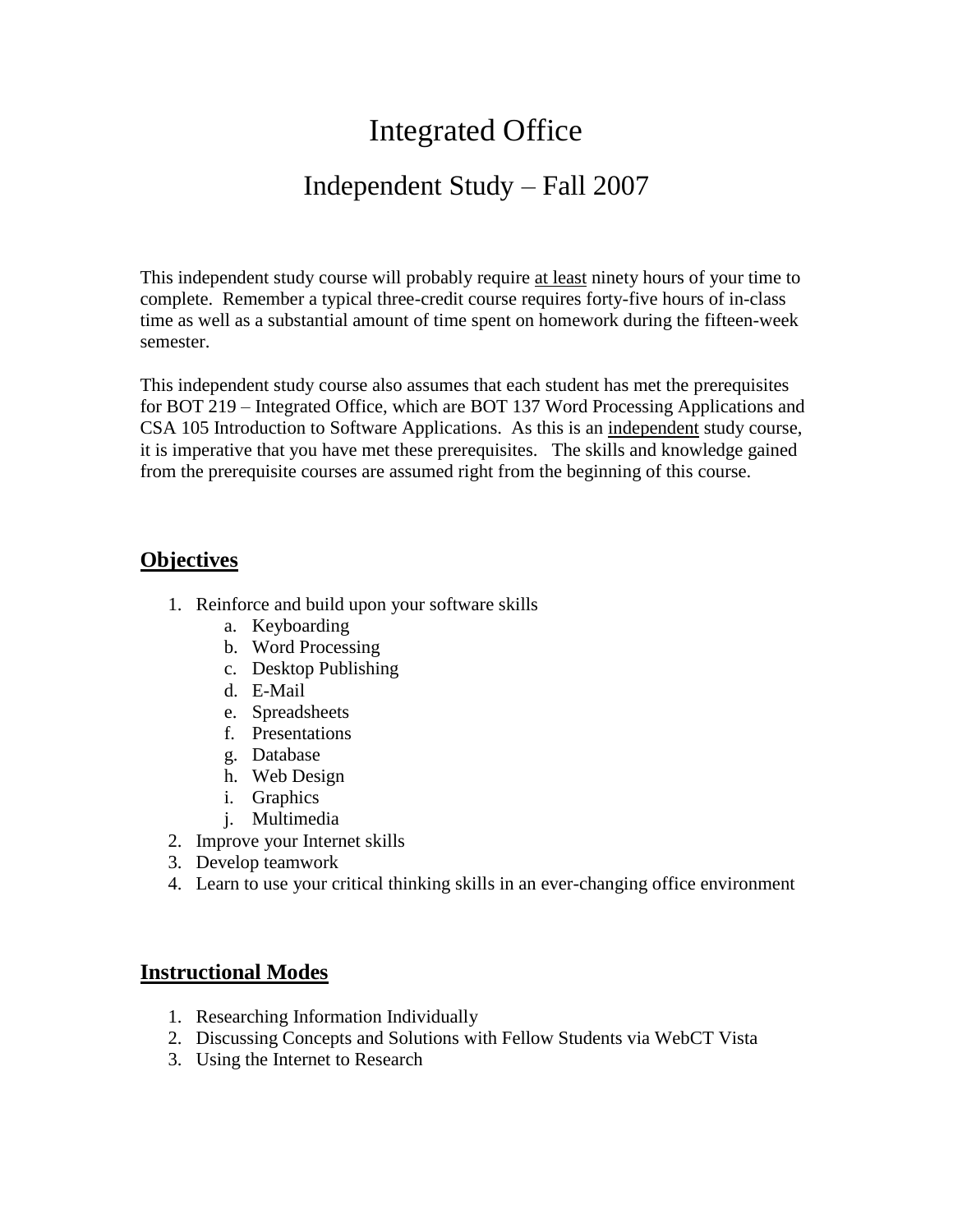# Integrated Office

## Independent Study – Fall 2007

This independent study course will probably require <u>at least</u> ninety hours of your time to complete. Remember a typical three-credit course requires forty-five hours of in-class time as well as a substantial amount of time spent on homework during the fifteen-week semester.

This independent study course also assumes that each student has met the prerequisites for BOT 219 – Integrated Office, which are BOT 137 Word Processing Applications and CSA 105 Introduction to Software Applications. As this is an <u>independent</u> study course, it is imperative that you have met these prerequisites. The skills and knowledge gained from the prerequisite courses are assumed right from the beginning of this course.

## Objectives

1. Reinforce and build upon your software skills
   a. Keyboarding
   b. Word Processing
   c. Desktop Publishing
   d. E-Mail
   e. Spreadsheets
   f. Presentations
   g. Database
   h. Web Design
   i. Graphics
   j. Multimedia
2. Improve your Internet skills
3. Develop teamwork
4. Learn to use your critical thinking skills in an ever-changing office environment

## Instructional Modes

1. Researching Information Individually
2. Discussing Concepts and Solutions with Fellow Students via WebCT Vista
3. Using the Internet to Research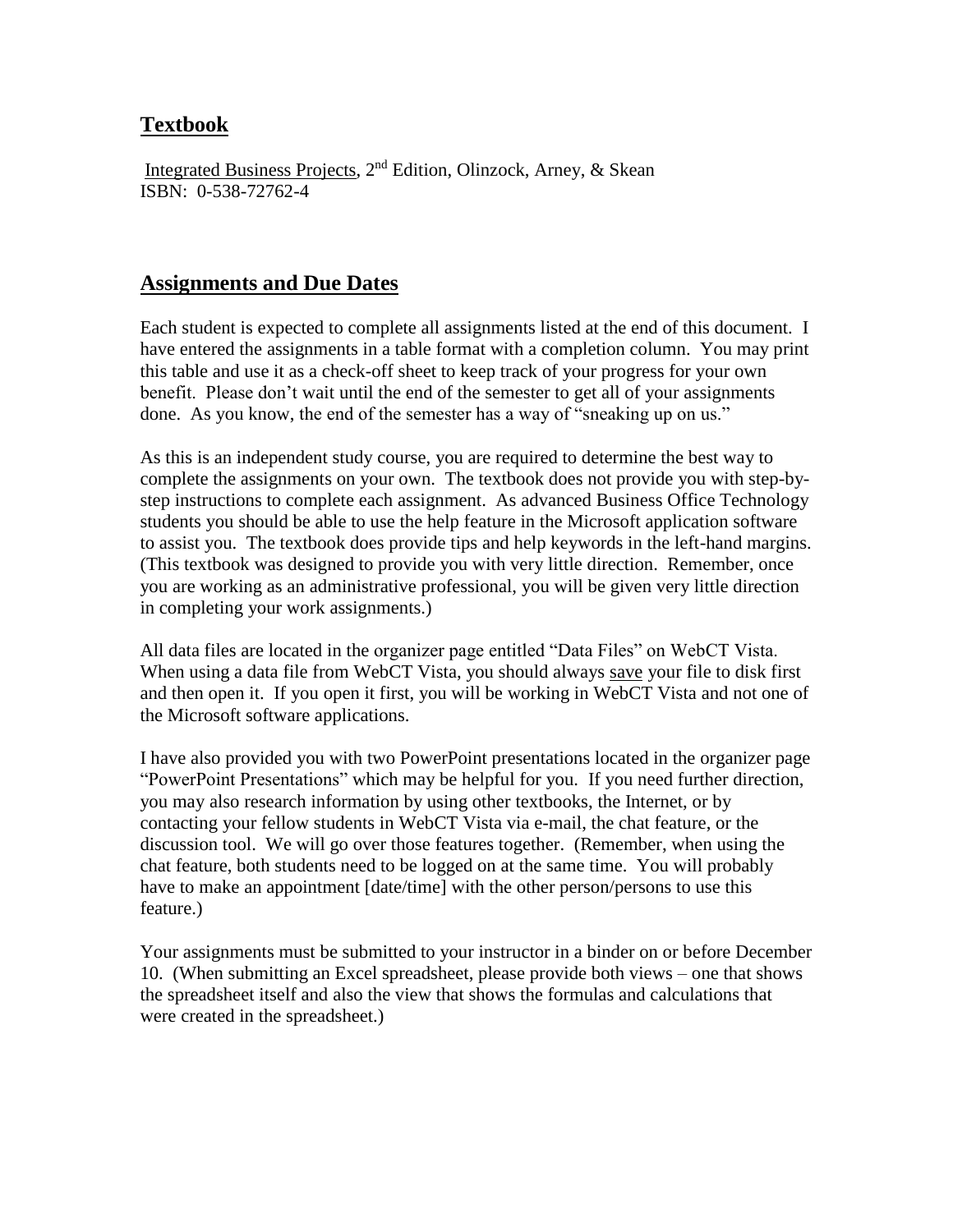## **Textbook**

Integrated Business Projects, 2nd Edition, Olinzock, Arney, & Skean
ISBN: 0-538-72762-4

## **Assignments and Due Dates**

Each student is expected to complete all assignments listed at the end of this document. I have entered the assignments in a table format with a completion column. You may print this table and use it as a check-off sheet to keep track of your progress for your own benefit. Please don't wait until the end of the semester to get all of your assignments done. As you know, the end of the semester has a way of "sneaking up on us."

As this is an independent study course, you are required to determine the best way to complete the assignments on your own. The textbook does not provide you with step-by-step instructions to complete each assignment. As advanced Business Office Technology students you should be able to use the help feature in the Microsoft application software to assist you. The textbook does provide tips and help keywords in the left-hand margins. (This textbook was designed to provide you with very little direction. Remember, once you are working as an administrative professional, you will be given very little direction in completing your work assignments.)

All data files are located in the organizer page entitled "Data Files" on WebCT Vista. When using a data file from WebCT Vista, you should always save your file to disk first and then open it. If you open it first, you will be working in WebCT Vista and not one of the Microsoft software applications.

I have also provided you with two PowerPoint presentations located in the organizer page "PowerPoint Presentations" which may be helpful for you. If you need further direction, you may also research information by using other textbooks, the Internet, or by contacting your fellow students in WebCT Vista via e-mail, the chat feature, or the discussion tool. We will go over those features together. (Remember, when using the chat feature, both students need to be logged on at the same time. You will probably have to make an appointment [date/time] with the other person/persons to use this feature.)

Your assignments must be submitted to your instructor in a binder on or before December 10. (When submitting an Excel spreadsheet, please provide both views – one that shows the spreadsheet itself and also the view that shows the formulas and calculations that were created in the spreadsheet.)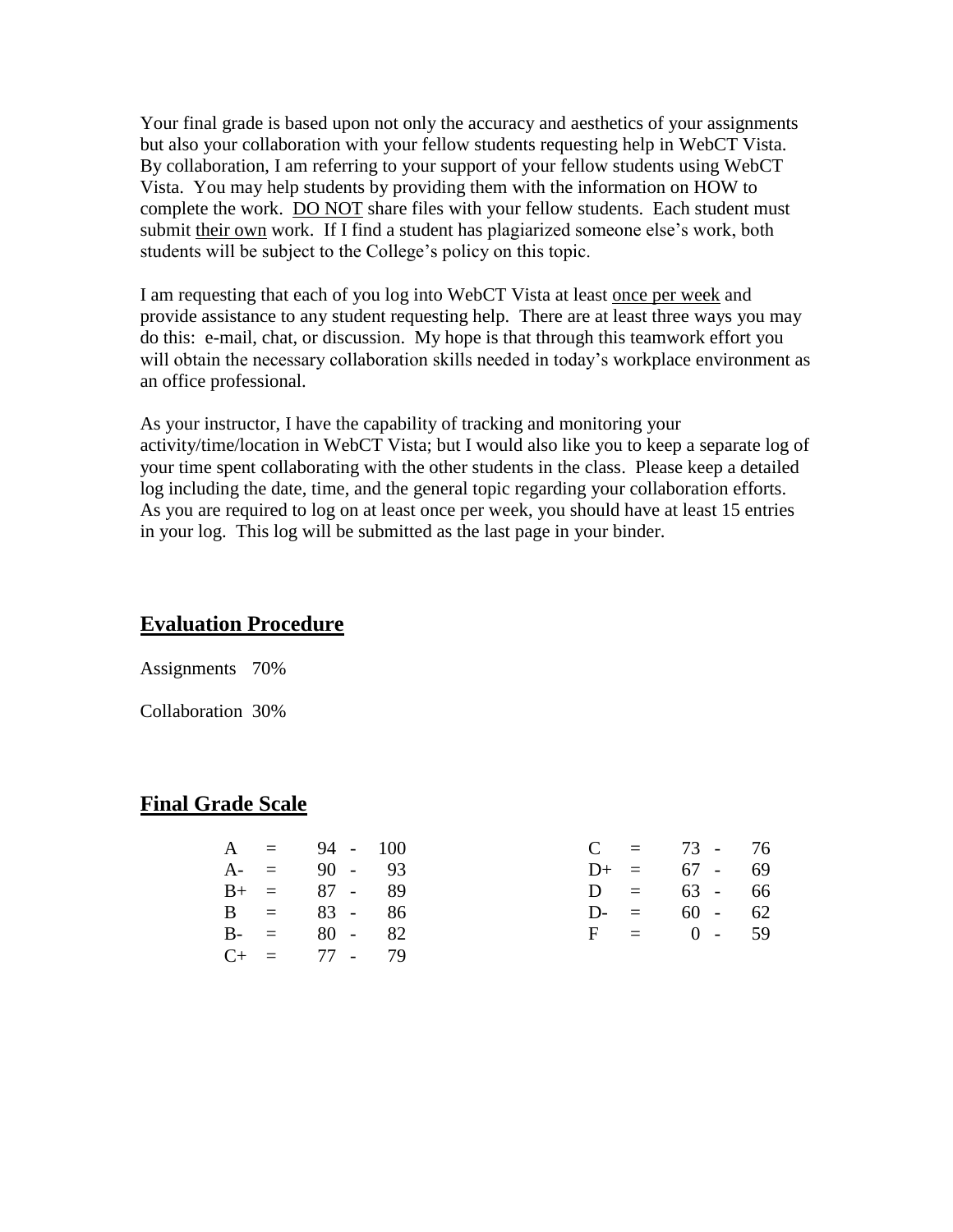Your final grade is based upon not only the accuracy and aesthetics of your assignments but also your collaboration with your fellow students requesting help in WebCT Vista. By collaboration, I am referring to your support of your fellow students using WebCT Vista. You may help students by providing them with the information on HOW to complete the work. <u>DO NOT</u> share files with your fellow students. Each student must submit <u>their own</u> work. If I find a student has plagiarized someone else's work, both students will be subject to the College's policy on this topic.

I am requesting that each of you log into WebCT Vista at least <u>once per week</u> and provide assistance to any student requesting help. There are at least three ways you may do this: e-mail, chat, or discussion. My hope is that through this teamwork effort you will obtain the necessary collaboration skills needed in today's workplace environment as an office professional.

As your instructor, I have the capability of tracking and monitoring your activity/time/location in WebCT Vista; but I would also like you to keep a separate log of your time spent collaborating with the other students in the class. Please keep a detailed log including the date, time, and the general topic regarding your collaboration efforts. As you are required to log on at least once per week, you should have at least 15 entries in your log. This log will be submitted as the last page in your binder.

## Evaluation Procedure

Assignments 70%

Collaboration 30%

## Final Grade Scale

| Grade | Range | Grade | Range |
|---|---|---|---|
| A | 94 - 100 | C | 73 - 76 |
| A- | 90 - 93 | D+ | 67 - 69 |
| B+ | 87 - 89 | D | 63 - 66 |
| B | 83 - 86 | D- | 60 - 62 |
| B- | 80 - 82 | F | 0 - 59 |
| C+ | 77 - 79 | | |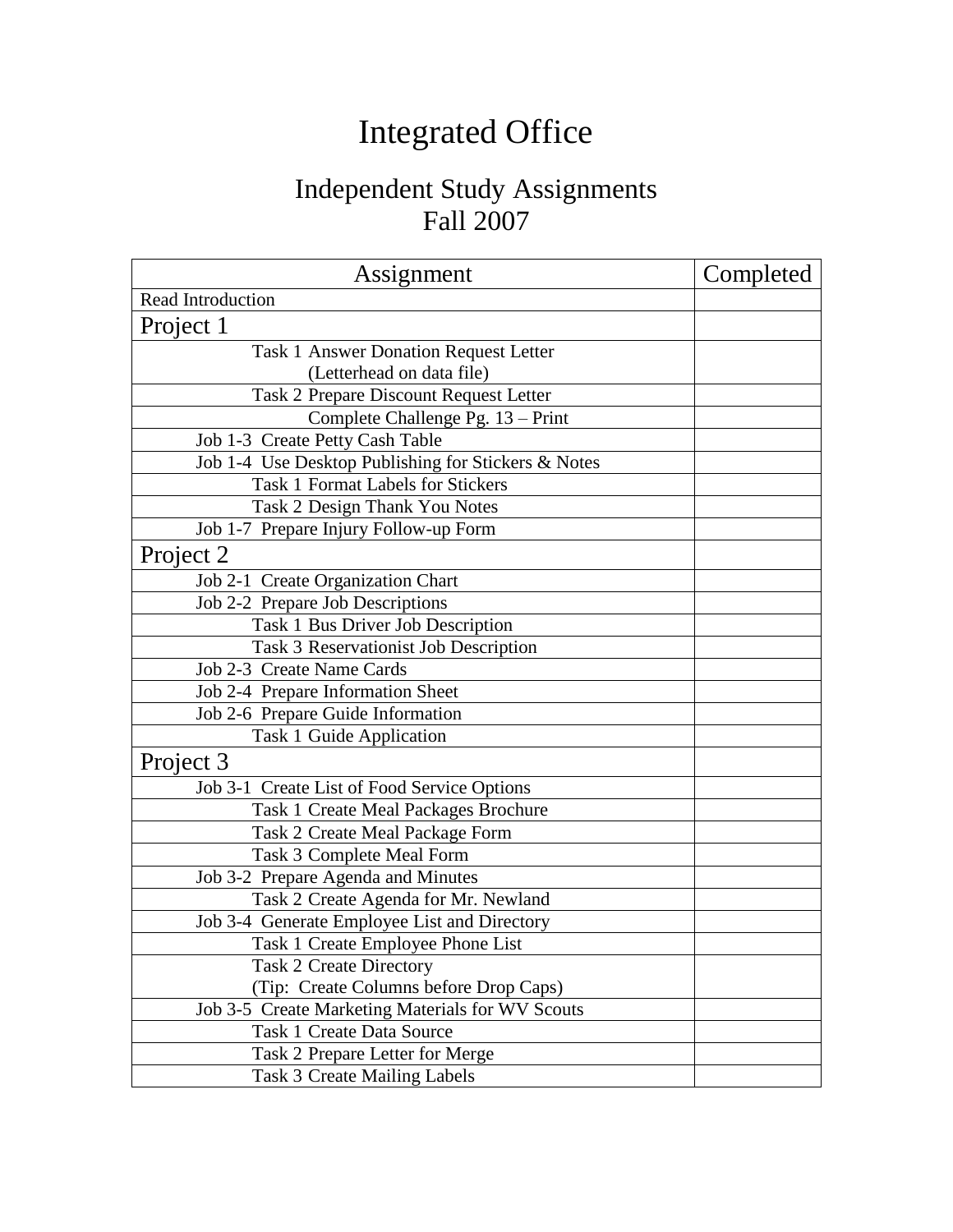# Integrated Office

## Independent Study Assignments
## Fall 2007

| Assignment | Completed |
|---|---|
| Read Introduction | |
| Project 1 | |
| Task 1 Answer Donation Request Letter (Letterhead on data file) | |
| Task 2 Prepare Discount Request Letter | |
| Complete Challenge Pg. 13 – Print | |
| Job 1-3 Create Petty Cash Table | |
| Job 1-4 Use Desktop Publishing for Stickers & Notes | |
| Task 1 Format Labels for Stickers | |
| Task 2 Design Thank You Notes | |
| Job 1-7 Prepare Injury Follow-up Form | |
| Project 2 | |
| Job 2-1 Create Organization Chart | |
| Job 2-2 Prepare Job Descriptions | |
| Task 1 Bus Driver Job Description | |
| Task 3 Reservationist Job Description | |
| Job 2-3 Create Name Cards | |
| Job 2-4 Prepare Information Sheet | |
| Job 2-6 Prepare Guide Information | |
| Task 1 Guide Application | |
| Project 3 | |
| Job 3-1 Create List of Food Service Options | |
| Task 1 Create Meal Packages Brochure | |
| Task 2 Create Meal Package Form | |
| Task 3 Complete Meal Form | |
| Job 3-2 Prepare Agenda and Minutes | |
| Task 2 Create Agenda for Mr. Newland | |
| Job 3-4 Generate Employee List and Directory | |
| Task 1 Create Employee Phone List | |
| Task 2 Create Directory (Tip: Create Columns before Drop Caps) | |
| Job 3-5 Create Marketing Materials for WV Scouts | |
| Task 1 Create Data Source | |
| Task 2 Prepare Letter for Merge | |
| Task 3 Create Mailing Labels | |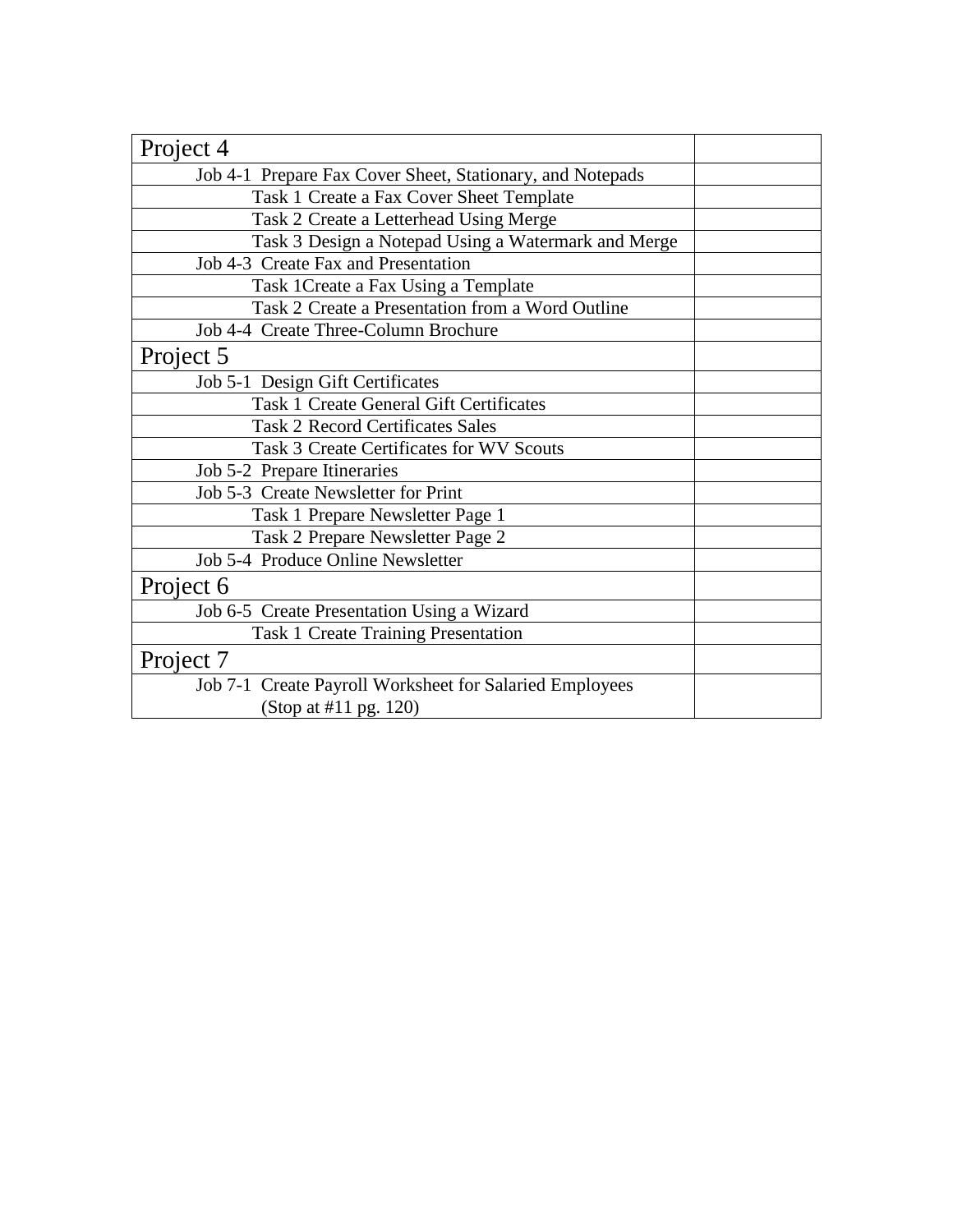| | |
|---|---|
| Project 4 | |
| Job 4-1 Prepare Fax Cover Sheet, Stationary, and Notepads | |
| Task 1 Create a Fax Cover Sheet Template | |
| Task 2 Create a Letterhead Using Merge | |
| Task 3 Design a Notepad Using a Watermark and Merge | |
| Job 4-3 Create Fax and Presentation | |
| Task 1Create a Fax Using a Template | |
| Task 2 Create a Presentation from a Word Outline | |
| Job 4-4 Create Three-Column Brochure | |
| Project 5 | |
| Job 5-1 Design Gift Certificates | |
| Task 1 Create General Gift Certificates | |
| Task 2 Record Certificates Sales | |
| Task 3 Create Certificates for WV Scouts | |
| Job 5-2 Prepare Itineraries | |
| Job 5-3 Create Newsletter for Print | |
| Task 1 Prepare Newsletter Page 1 | |
| Task 2 Prepare Newsletter Page 2 | |
| Job 5-4 Produce Online Newsletter | |
| Project 6 | |
| Job 6-5 Create Presentation Using a Wizard | |
| Task 1 Create Training Presentation | |
| Project 7 | |
| Job 7-1 Create Payroll Worksheet for Salaried Employees (Stop at #11 pg. 120) | |